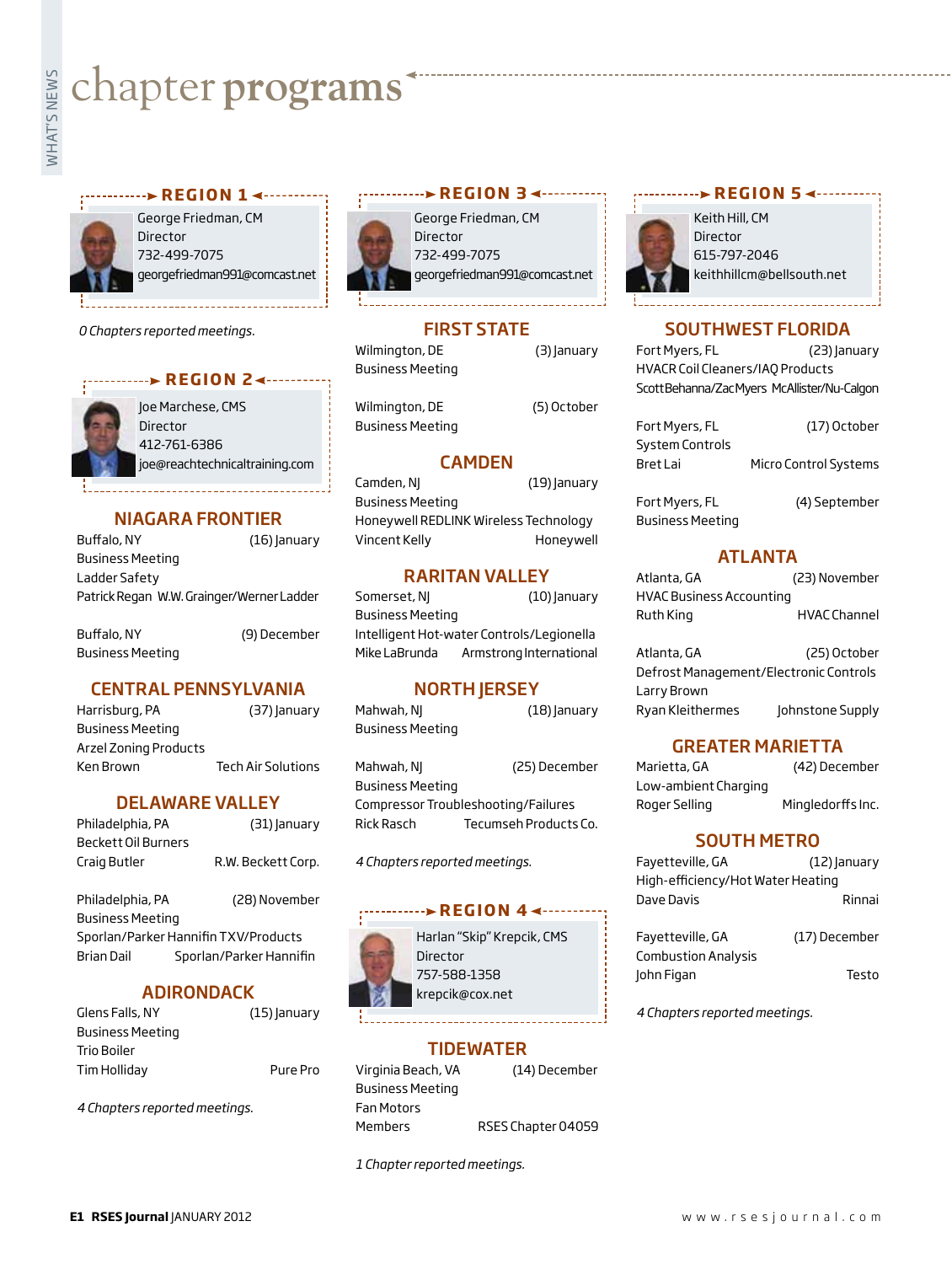# chapter programs

## REGION 1

George Friedman, CM
Director
732-499-7075
georgefriedman991@comcast.net

*0 Chapters reported meetings.*

## REGION 2

Joe Marchese, CMS
Director
412-761-6386
joe@reachtechnicaltraining.com

### NIAGARA FRONTIER

Buffalo, NY (16) January
Business Meeting
Ladder Safety
Patrick Regan W.W. Grainger/Werner Ladder

Buffalo, NY (9) December
Business Meeting

### CENTRAL PENNSYLVANIA

Harrisburg, PA (37) January
Business Meeting
Arzel Zoning Products
Ken Brown Tech Air Solutions

### DELAWARE VALLEY

Philadelphia, PA (31) January
Beckett Oil Burners
Craig Butler R.W. Beckett Corp.

Philadelphia, PA (28) November
Business Meeting
Sporlan/Parker Hannifin TXV/Products
Brian Dail Sporlan/Parker Hannifin

### ADIRONDACK

Glens Falls, NY (15) January
Business Meeting
Trio Boiler
Tim Holliday Pure Pro

*4 Chapters reported meetings.*

## REGION 3

George Friedman, CM
Director
732-499-7075
georgefriedman991@comcast.net

### FIRST STATE

Wilmington, DE (3) January
Business Meeting

Wilmington, DE (5) October
Business Meeting

### CAMDEN

Camden, NJ (19) January
Business Meeting
Honeywell REDLINK Wireless Technology
Vincent Kelly Honeywell

### RARITAN VALLEY

Somerset, NJ (10) January
Business Meeting
Intelligent Hot-water Controls/Legionella
Mike LaBrunda Armstrong International

### NORTH JERSEY

Mahwah, NJ (18) January
Business Meeting

Mahwah, NJ (25) December
Business Meeting
Compressor Troubleshooting/Failures
Rick Rasch Tecumseh Products Co.

*4 Chapters reported meetings.*

## REGION 4

Harlan "Skip" Krepcik, CMS
Director
757-588-1358
krepcik@cox.net

### TIDEWATER

Virginia Beach, VA (14) December
Business Meeting
Fan Motors
Members RSES Chapter 04059

*1 Chapter reported meetings.*

## REGION 5

Keith Hill, CM
Director
615-797-2046
keithhillcm@bellsouth.net

### SOUTHWEST FLORIDA

Fort Myers, FL (23) January
HVACR Coil Cleaners/IAQ Products
Scott Behanna/Zac Myers McAllister/Nu-Calgon

Fort Myers, FL (17) October
System Controls
Bret Lai Micro Control Systems

Fort Myers, FL (4) September
Business Meeting

### ATLANTA

Atlanta, GA (23) November
HVAC Business Accounting
Ruth King HVAC Channel

Atlanta, GA (25) October
Defrost Management/Electronic Controls
Larry Brown
Ryan Kleithermes Johnstone Supply

### GREATER MARIETTA

Marietta, GA (42) December
Low-ambient Charging
Roger Selling Mingledorffs Inc.

### SOUTH METRO

Fayetteville, GA (12) January
High-efficiency/Hot Water Heating
Dave Davis Rinnai

Fayetteville, GA (17) December
Combustion Analysis
John Figan Testo

*4 Chapters reported meetings.*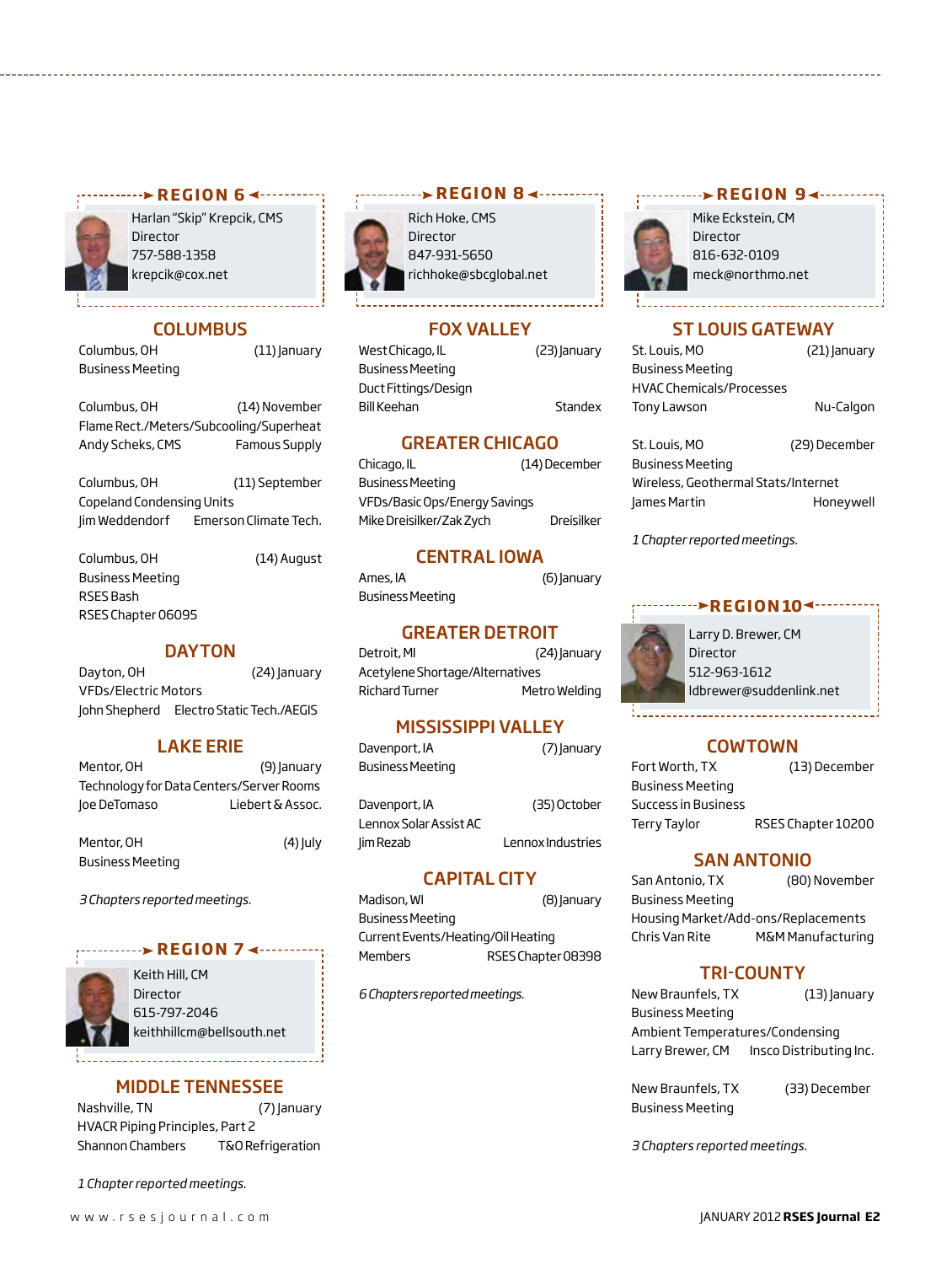## REGION 6

Harlan "Skip" Krepcik, CMS
Director
757-588-1358
krepcik@cox.net

### COLUMBUS

Columbus, OH (11) January
Business Meeting

Columbus, OH (14) November
Flame Rect./Meters/Subcooling/Superheat
Andy Scheks, CMS Famous Supply

Columbus, OH (11) September
Copeland Condensing Units
Jim Weddendorf Emerson Climate Tech.

Columbus, OH (14) August
Business Meeting
RSES Bash
RSES Chapter 06095

### DAYTON

Dayton, OH (24) January
VFDs/Electric Motors
John Shepherd Electro Static Tech./AEGIS

### LAKE ERIE

Mentor, OH (9) January
Technology for Data Centers/Server Rooms
Joe DeTomaso Liebert & Assoc.

Mentor, OH (4) July
Business Meeting

*3 Chapters reported meetings.*

## REGION 7

Keith Hill, CM
Director
615-797-2046
keithhillcm@bellsouth.net

### MIDDLE TENNESSEE

Nashville, TN (7) January
HVACR Piping Principles, Part 2
Shannon Chambers T&O Refrigeration

*1 Chapter reported meetings.*

## REGION 8

Rich Hoke, CMS
Director
847-931-5650
richhoke@sbcglobal.net

### FOX VALLEY

West Chicago, IL (23) January
Business Meeting
Duct Fittings/Design
Bill Keehan Standex

### GREATER CHICAGO

Chicago, IL (14) December
Business Meeting
VFDs/Basic Ops/Energy Savings
Mike Dreisilker/Zak Zych Dreisilker

### CENTRAL IOWA

Ames, IA (6) January
Business Meeting

### GREATER DETROIT

Detroit, MI (24) January
Acetylene Shortage/Alternatives
Richard Turner Metro Welding

### MISSISSIPPI VALLEY

Davenport, IA (7) January
Business Meeting

Davenport, IA (35) October
Lennox Solar Assist AC
Jim Rezab Lennox Industries

### CAPITAL CITY

Madison, WI (8) January
Business Meeting
Current Events/Heating/Oil Heating
Members RSES Chapter 08398

*6 Chapters reported meetings.*

## REGION 9

Mike Eckstein, CM
Director
816-632-0109
meck@northmo.net

### ST LOUIS GATEWAY

St. Louis, MO (21) January
Business Meeting
HVAC Chemicals/Processes
Tony Lawson Nu-Calgon

St. Louis, MO (29) December
Business Meeting
Wireless, Geothermal Stats/Internet
James Martin Honeywell

*1 Chapter reported meetings.*

## REGION 10

Larry D. Brewer, CM
Director
512-963-1612
ldbrewer@suddenlink.net

### COWTOWN

Fort Worth, TX (13) December
Business Meeting
Success in Business
Terry Taylor RSES Chapter 10200

### SAN ANTONIO

San Antonio, TX (80) November
Business Meeting
Housing Market/Add-ons/Replacements
Chris Van Rite M&M Manufacturing

### TRI-COUNTY

New Braunfels, TX (13) January
Business Meeting
Ambient Temperatures/Condensing
Larry Brewer, CM Insco Distributing Inc.

New Braunfels, TX (33) December
Business Meeting

*3 Chapters reported meetings.*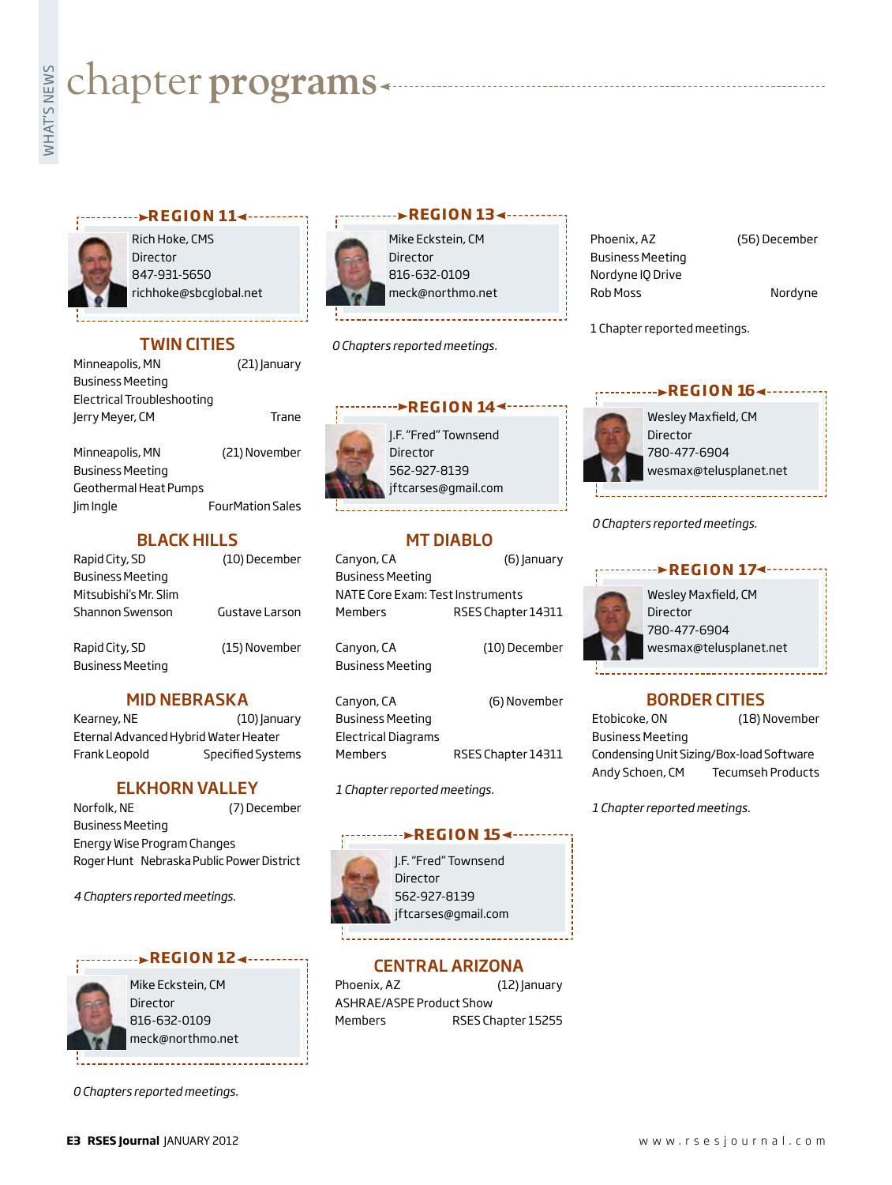# chapter programs

## REGION 11

Rich Hoke, CMS
Director
847-931-5650
richhoke@sbcglobal.net

### TWIN CITIES

Minneapolis, MN (21) January
Business Meeting
Electrical Troubleshooting
Jerry Meyer, CM Trane

Minneapolis, MN (21) November
Business Meeting
Geothermal Heat Pumps
Jim Ingle FourMation Sales

### BLACK HILLS

Rapid City, SD (10) December
Business Meeting
Mitsubishi's Mr. Slim
Shannon Swenson Gustave Larson

Rapid City, SD (15) November
Business Meeting

### MID NEBRASKA

Kearney, NE (10) January
Eternal Advanced Hybrid Water Heater
Frank Leopold Specified Systems

### ELKHORN VALLEY

Norfolk, NE (7) December
Business Meeting
Energy Wise Program Changes
Roger Hunt Nebraska Public Power District

*4 Chapters reported meetings.*

## REGION 12

Mike Eckstein, CM
Director
816-632-0109
meck@northmo.net

*0 Chapters reported meetings.*

## REGION 13

Mike Eckstein, CM
Director
816-632-0109
meck@northmo.net

*0 Chapters reported meetings.*

## REGION 14

J.F. "Fred" Townsend
Director
562-927-8139
jftcarses@gmail.com

### MT DIABLO

Canyon, CA (6) January
Business Meeting
NATE Core Exam: Test Instruments
Members RSES Chapter 14311

Canyon, CA (10) December
Business Meeting

Canyon, CA (6) November
Business Meeting
Electrical Diagrams
Members RSES Chapter 14311

*1 Chapter reported meetings.*

## REGION 15

J.F. "Fred" Townsend
Director
562-927-8139
jftcarses@gmail.com

### CENTRAL ARIZONA

Phoenix, AZ (12) January
ASHRAE/ASPE Product Show
Members RSES Chapter 15255

Phoenix, AZ (56) December
Business Meeting
Nordyne IQ Drive
Rob Moss Nordyne

1 Chapter reported meetings.

## REGION 16

Wesley Maxfield, CM
Director
780-477-6904
wesmax@telusplanet.net

*0 Chapters reported meetings.*

## REGION 17

Wesley Maxfield, CM
Director
780-477-6904
wesmax@telusplanet.net

### BORDER CITIES

Etobicoke, ON (18) November
Business Meeting
Condensing Unit Sizing/Box-load Software
Andy Schoen, CM Tecumseh Products

*1 Chapter reported meetings.*